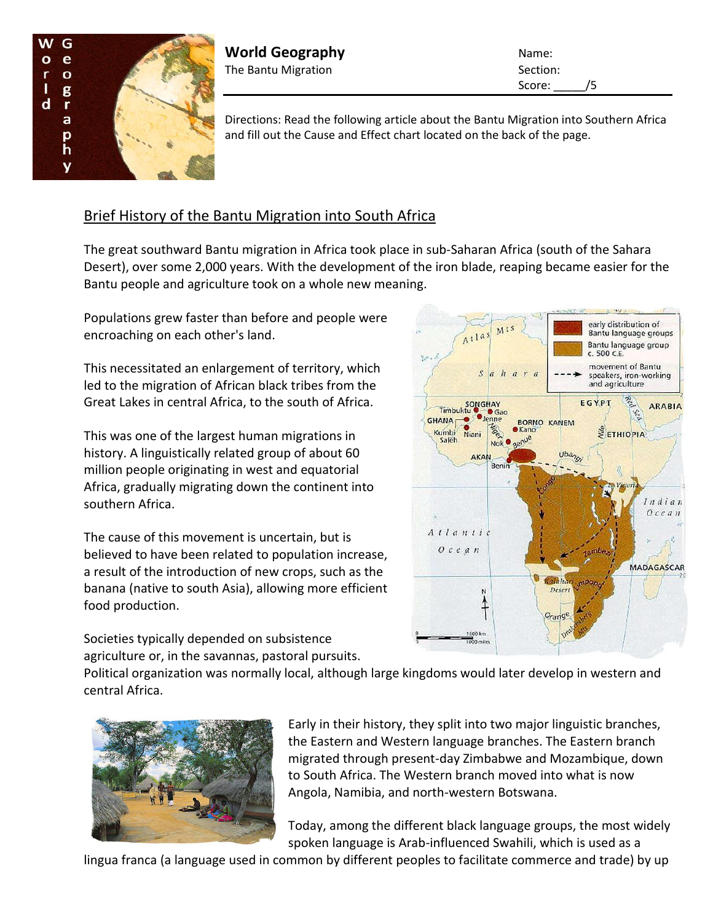**World Geography**
The Bantu Migration

Name:
Section:
Score: _____/5

Directions: Read the following article about the Bantu Migration into Southern Africa and fill out the Cause and Effect chart located on the back of the page.

## Brief History of the Bantu Migration into South Africa

The great southward Bantu migration in Africa took place in sub-Saharan Africa (south of the Sahara Desert), over some 2,000 years. With the development of the iron blade, reaping became easier for the Bantu people and agriculture took on a whole new meaning.

Populations grew faster than before and people were encroaching on each other's land.

This necessitated an enlargement of territory, which led to the migration of African black tribes from the Great Lakes in central Africa, to the south of Africa.

This was one of the largest human migrations in history. A linguistically related group of about 60 million people originating in west and equatorial Africa, gradually migrating down the continent into southern Africa.

The cause of this movement is uncertain, but is believed to have been related to population increase, a result of the introduction of new crops, such as the banana (native to south Asia), allowing more efficient food production.

Societies typically depended on subsistence agriculture or, in the savannas, pastoral pursuits. Political organization was normally local, although large kingdoms would later develop in western and central Africa.

Early in their history, they split into two major linguistic branches, the Eastern and Western language branches. The Eastern branch migrated through present-day Zimbabwe and Mozambique, down to South Africa. The Western branch moved into what is now Angola, Namibia, and north-western Botswana.

Today, among the different black language groups, the most widely spoken language is Arab-influenced Swahili, which is used as a lingua franca (a language used in common by different peoples to facilitate commerce and trade) by up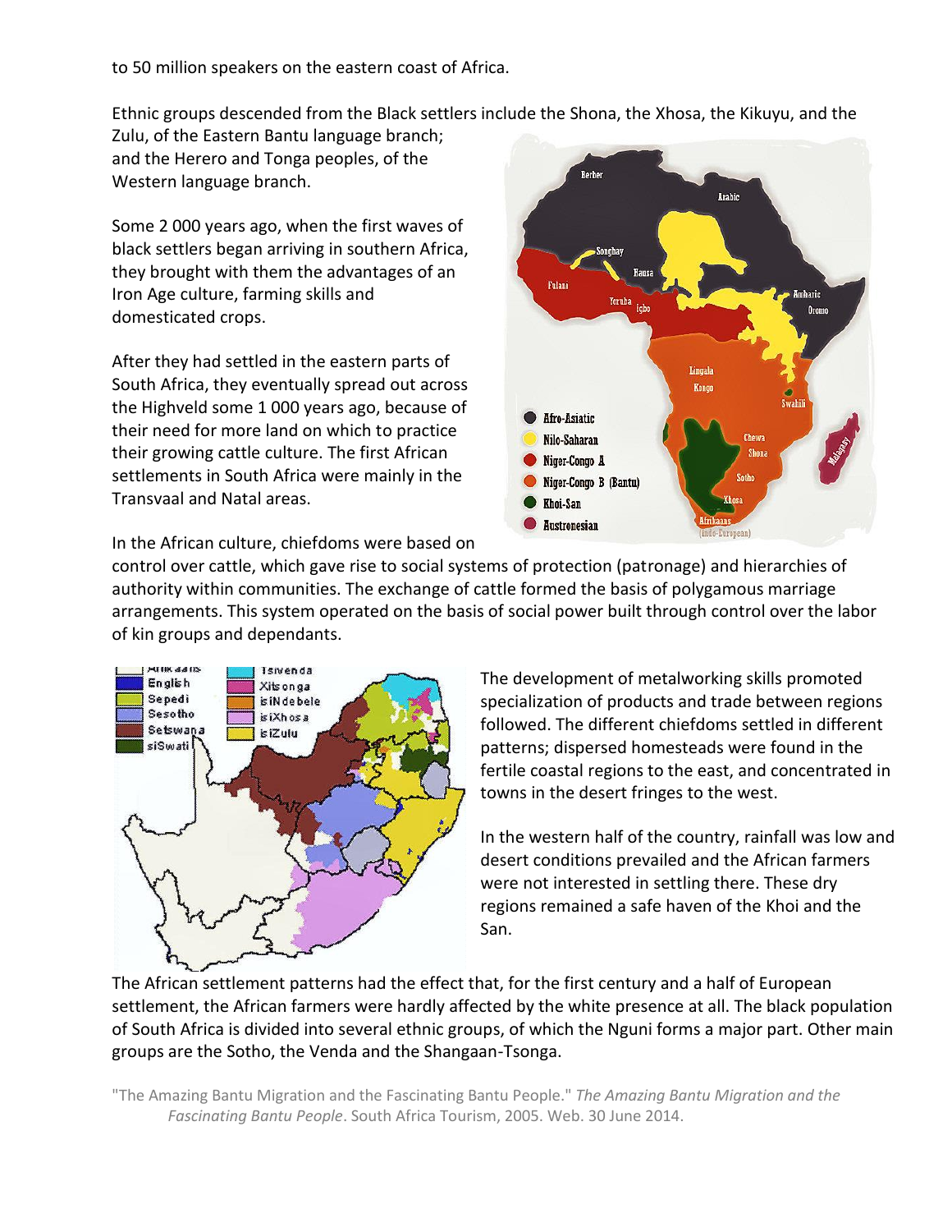to 50 million speakers on the eastern coast of Africa.

Ethnic groups descended from the Black settlers include the Shona, the Xhosa, the Kikuyu, and the Zulu, of the Eastern Bantu language branch; and the Herero and Tonga peoples, of the Western language branch.

Some 2 000 years ago, when the first waves of black settlers began arriving in southern Africa, they brought with them the advantages of an Iron Age culture, farming skills and domesticated crops.

After they had settled in the eastern parts of South Africa, they eventually spread out across the Highveld some 1 000 years ago, because of their need for more land on which to practice their growing cattle culture. The first African settlements in South Africa were mainly in the Transvaal and Natal areas.

In the African culture, chiefdoms were based on control over cattle, which gave rise to social systems of protection (patronage) and hierarchies of authority within communities. The exchange of cattle formed the basis of polygamous marriage arrangements. This system operated on the basis of social power built through control over the labor of kin groups and dependants.

The development of metalworking skills promoted specialization of products and trade between regions followed. The different chiefdoms settled in different patterns; dispersed homesteads were found in the fertile coastal regions to the east, and concentrated in towns in the desert fringes to the west.

In the western half of the country, rainfall was low and desert conditions prevailed and the African farmers were not interested in settling there. These dry regions remained a safe haven of the Khoi and the San.

The African settlement patterns had the effect that, for the first century and a half of European settlement, the African farmers were hardly affected by the white presence at all. The black population of South Africa is divided into several ethnic groups, of which the Nguni forms a major part. Other main groups are the Sotho, the Venda and the Shangaan-Tsonga.

"The Amazing Bantu Migration and the Fascinating Bantu People." *The Amazing Bantu Migration and the Fascinating Bantu People*. South Africa Tourism, 2005. Web. 30 June 2014.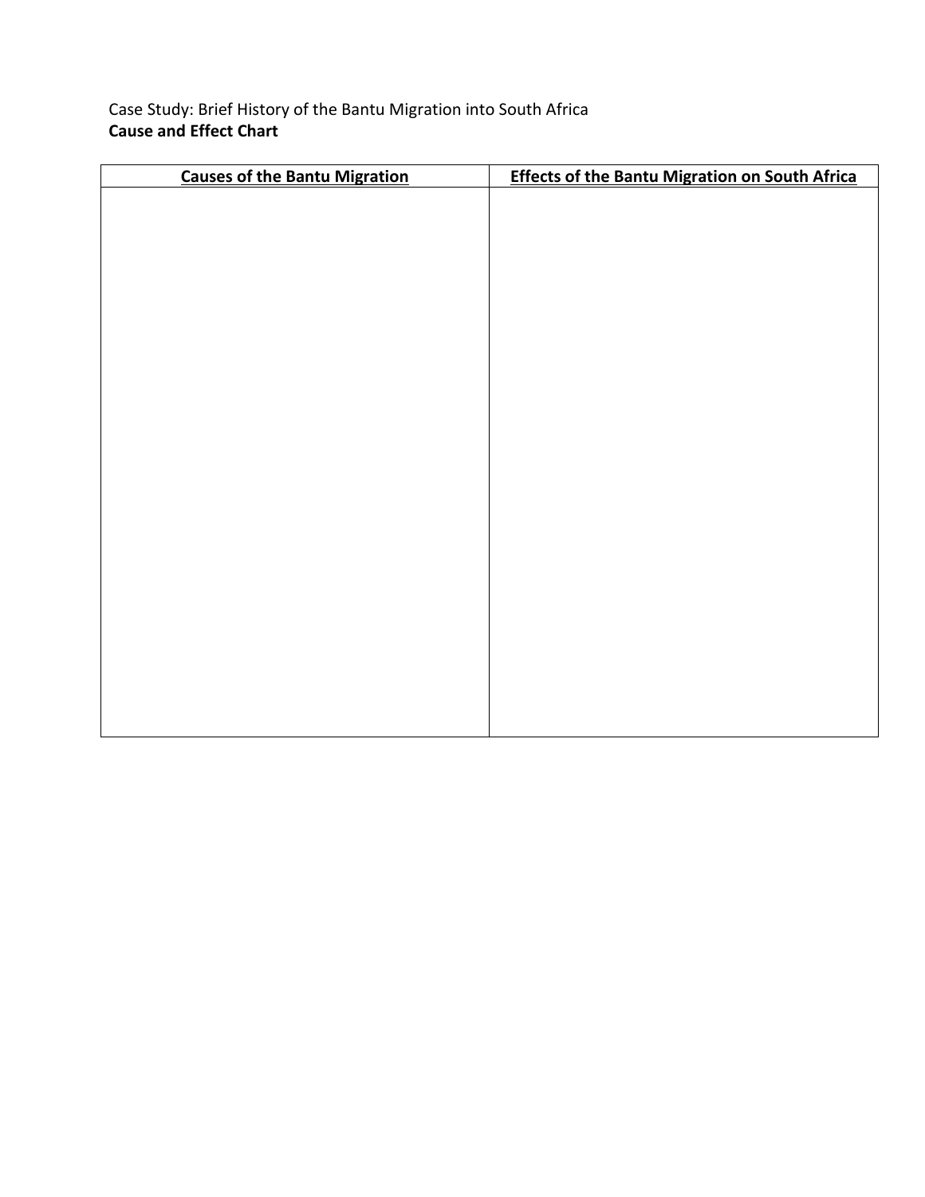Case Study: Brief History of the Bantu Migration into South Africa

**Cause and Effect Chart**

| **Causes of the Bantu Migration** | **Effects of the Bantu Migration on South Africa** |
| --- | --- |
| | |